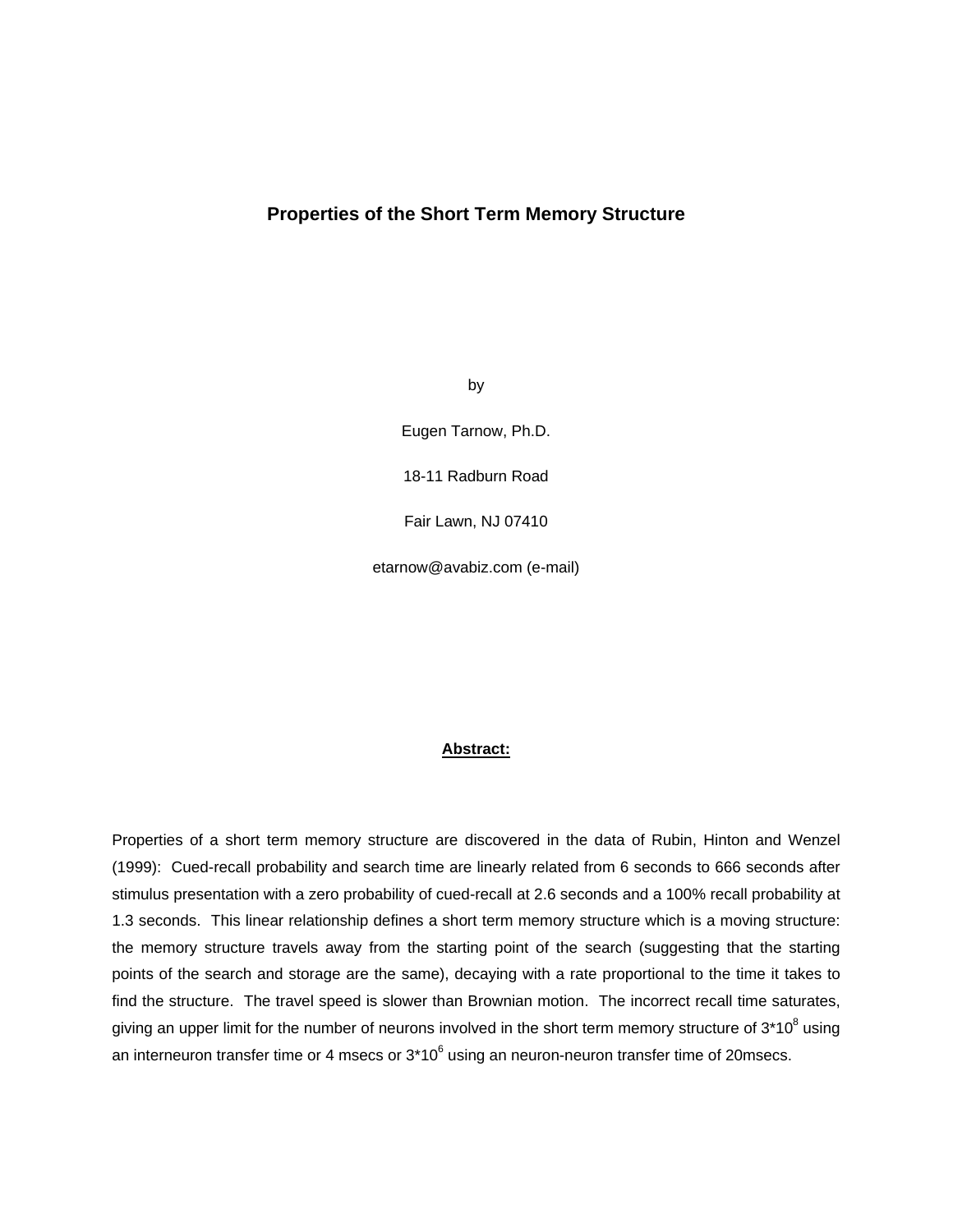# Properties of the Short Term Memory Structure

by

Eugen Tarnow, Ph.D.

18-11 Radburn Road

Fair Lawn, NJ 07410

etarnow@avabiz.com (e-mail)

## **Abstract:**

Properties of a short term memory structure are discovered in the data of Rubin, Hinton and Wenzel (1999): Cued-recall probability and search time are linearly related from 6 seconds to 666 seconds after stimulus presentation with a zero probability of cued-recall at 2.6 seconds and a 100% recall probability at 1.3 seconds. This linear relationship defines a short term memory structure which is a moving structure: the memory structure travels away from the starting point of the search (suggesting that the starting points of the search and storage are the same), decaying with a rate proportional to the time it takes to find the structure. The travel speed is slower than Brownian motion. The incorrect recall time saturates, giving an upper limit for the number of neurons involved in the short term memory structure of $3*10^8$ using an interneuron transfer time or 4 msecs or $3*10^6$ using an neuron-neuron transfer time of 20msecs.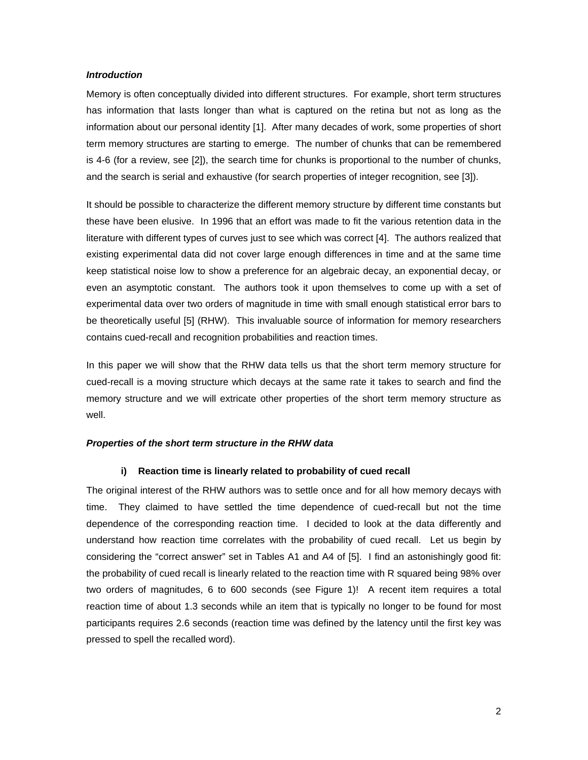***Introduction***

Memory is often conceptually divided into different structures. For example, short term structures has information that lasts longer than what is captured on the retina but not as long as the information about our personal identity [1]. After many decades of work, some properties of short term memory structures are starting to emerge. The number of chunks that can be remembered is 4-6 (for a review, see [2]), the search time for chunks is proportional to the number of chunks, and the search is serial and exhaustive (for search properties of integer recognition, see [3]).

It should be possible to characterize the different memory structure by different time constants but these have been elusive. In 1996 that an effort was made to fit the various retention data in the literature with different types of curves just to see which was correct [4]. The authors realized that existing experimental data did not cover large enough differences in time and at the same time keep statistical noise low to show a preference for an algebraic decay, an exponential decay, or even an asymptotic constant. The authors took it upon themselves to come up with a set of experimental data over two orders of magnitude in time with small enough statistical error bars to be theoretically useful [5] (RHW). This invaluable source of information for memory researchers contains cued-recall and recognition probabilities and reaction times.

In this paper we will show that the RHW data tells us that the short term memory structure for cued-recall is a moving structure which decays at the same rate it takes to search and find the memory structure and we will extricate other properties of the short term memory structure as well.

***Properties of the short term structure in the RHW data***

**i) Reaction time is linearly related to probability of cued recall**

The original interest of the RHW authors was to settle once and for all how memory decays with time. They claimed to have settled the time dependence of cued-recall but not the time dependence of the corresponding reaction time. I decided to look at the data differently and understand how reaction time correlates with the probability of cued recall. Let us begin by considering the "correct answer" set in Tables A1 and A4 of [5]. I find an astonishingly good fit: the probability of cued recall is linearly related to the reaction time with R squared being 98% over two orders of magnitudes, 6 to 600 seconds (see Figure 1)! A recent item requires a total reaction time of about 1.3 seconds while an item that is typically no longer to be found for most participants requires 2.6 seconds (reaction time was defined by the latency until the first key was pressed to spell the recalled word).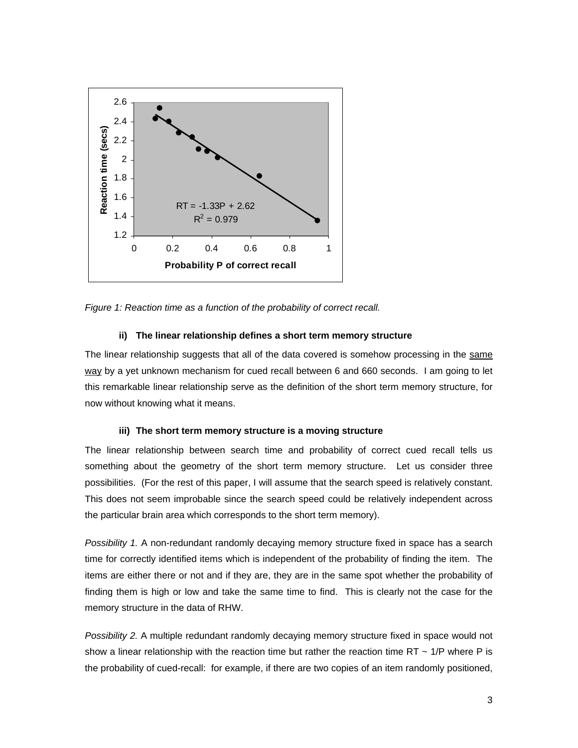*Figure 1: Reaction time as a function of the probability of correct recall.*

**ii) The linear relationship defines a short term memory structure**

The linear relationship suggests that all of the data covered is somehow processing in the same way by a yet unknown mechanism for cued recall between 6 and 660 seconds. I am going to let this remarkable linear relationship serve as the definition of the short term memory structure, for now without knowing what it means.

**iii) The short term memory structure is a moving structure**

The linear relationship between search time and probability of correct cued recall tells us something about the geometry of the short term memory structure. Let us consider three possibilities. (For the rest of this paper, I will assume that the search speed is relatively constant. This does not seem improbable since the search speed could be relatively independent across the particular brain area which corresponds to the short term memory).

*Possibility 1.* A non-redundant randomly decaying memory structure fixed in space has a search time for correctly identified items which is independent of the probability of finding the item. The items are either there or not and if they are, they are in the same spot whether the probability of finding them is high or low and take the same time to find. This is clearly not the case for the memory structure in the data of RHW.

*Possibility 2.* A multiple redundant randomly decaying memory structure fixed in space would not show a linear relationship with the reaction time but rather the reaction time $RT \sim 1/P$ where $P$ is the probability of cued-recall: for example, if there are two copies of an item randomly positioned,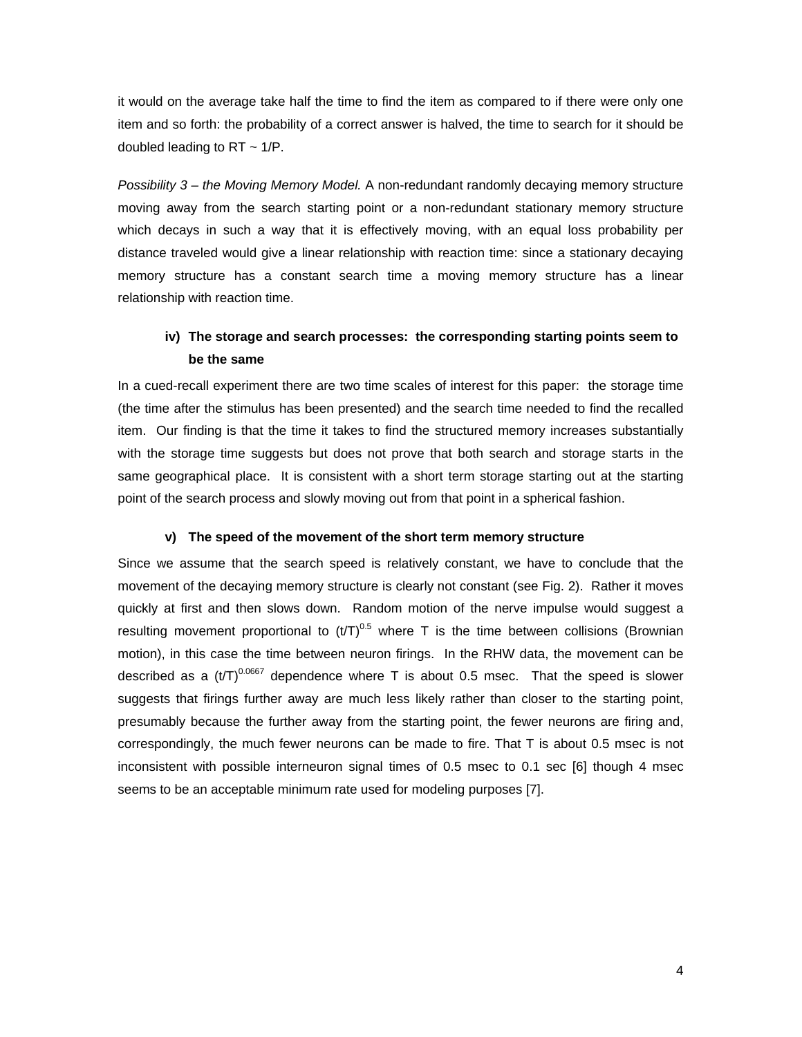it would on the average take half the time to find the item as compared to if there were only one item and so forth: the probability of a correct answer is halved, the time to search for it should be doubled leading to RT ~ 1/P.

*Possibility 3 – the Moving Memory Model.* A non-redundant randomly decaying memory structure moving away from the search starting point or a non-redundant stationary memory structure which decays in such a way that it is effectively moving, with an equal loss probability per distance traveled would give a linear relationship with reaction time: since a stationary decaying memory structure has a constant search time a moving memory structure has a linear relationship with reaction time.

### iv) The storage and search processes: the corresponding starting points seem to be the same

In a cued-recall experiment there are two time scales of interest for this paper: the storage time (the time after the stimulus has been presented) and the search time needed to find the recalled item. Our finding is that the time it takes to find the structured memory increases substantially with the storage time suggests but does not prove that both search and storage starts in the same geographical place. It is consistent with a short term storage starting out at the starting point of the search process and slowly moving out from that point in a spherical fashion.

### v) The speed of the movement of the short term memory structure

Since we assume that the search speed is relatively constant, we have to conclude that the movement of the decaying memory structure is clearly not constant (see Fig. 2). Rather it moves quickly at first and then slows down. Random motion of the nerve impulse would suggest a resulting movement proportional to $(t/T)^{0.5}$ where T is the time between collisions (Brownian motion), in this case the time between neuron firings. In the RHW data, the movement can be described as a $(t/T)^{0.0667}$ dependence where T is about 0.5 msec. That the speed is slower suggests that firings further away are much less likely rather than closer to the starting point, presumably because the further away from the starting point, the fewer neurons are firing and, correspondingly, the much fewer neurons can be made to fire. That T is about 0.5 msec is not inconsistent with possible interneuron signal times of 0.5 msec to 0.1 sec [6] though 4 msec seems to be an acceptable minimum rate used for modeling purposes [7].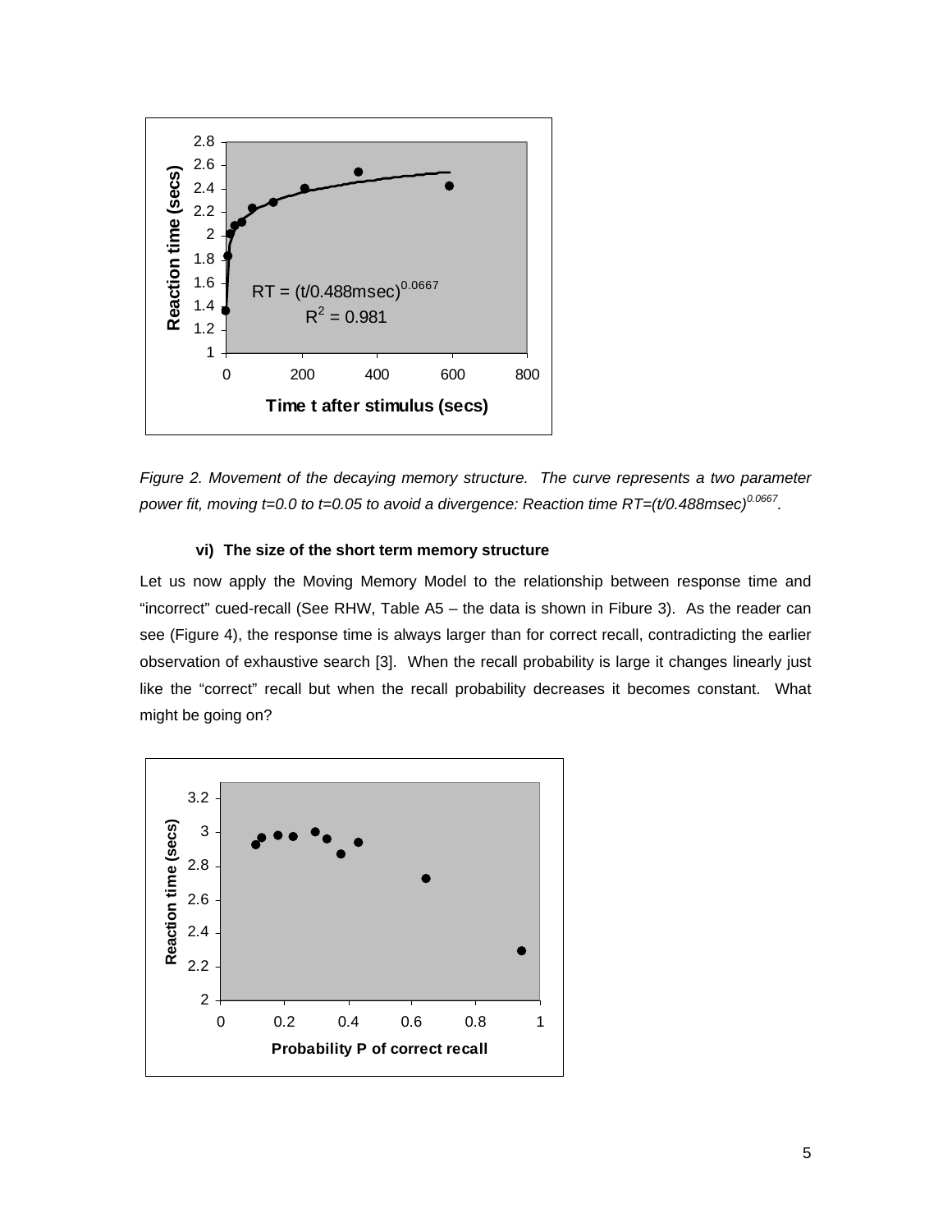*Figure 2. Movement of the decaying memory structure. The curve represents a two parameter power fit, moving t=0.0 to t=0.05 to avoid a divergence: Reaction time $RT=(t/0.488msec)^{0.0667}$.*

#### vi) The size of the short term memory structure

Let us now apply the Moving Memory Model to the relationship between response time and "incorrect" cued-recall (See RHW, Table A5 – the data is shown in Fibure 3). As the reader can see (Figure 4), the response time is always larger than for correct recall, contradicting the earlier observation of exhaustive search [3]. When the recall probability is large it changes linearly just like the "correct" recall but when the recall probability decreases it becomes constant. What might be going on?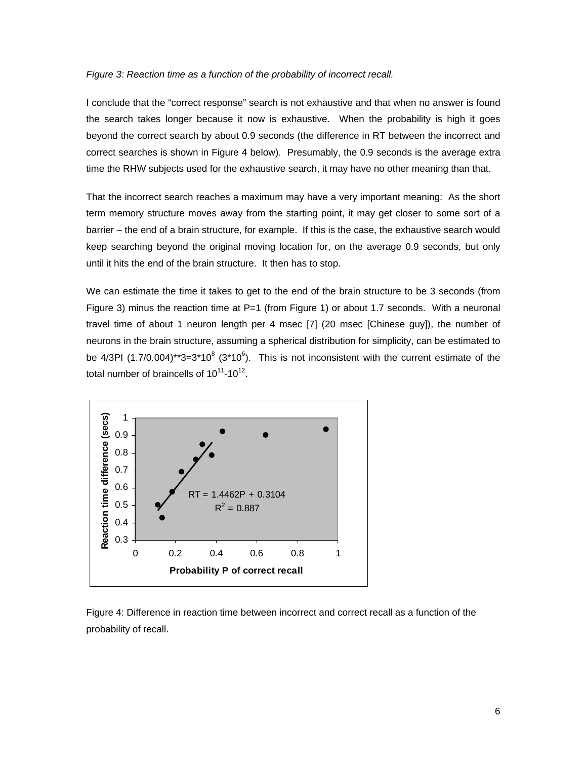*Figure 3: Reaction time as a function of the probability of incorrect recall.*

I conclude that the “correct response” search is not exhaustive and that when no answer is found the search takes longer because it now is exhaustive. When the probability is high it goes beyond the correct search by about 0.9 seconds (the difference in RT between the incorrect and correct searches is shown in Figure 4 below). Presumably, the 0.9 seconds is the average extra time the RHW subjects used for the exhaustive search, it may have no other meaning than that.

That the incorrect search reaches a maximum may have a very important meaning: As the short term memory structure moves away from the starting point, it may get closer to some sort of a barrier – the end of a brain structure, for example. If this is the case, the exhaustive search would keep searching beyond the original moving location for, on the average 0.9 seconds, but only until it hits the end of the brain structure. It then has to stop.

We can estimate the time it takes to get to the end of the brain structure to be 3 seconds (from Figure 3) minus the reaction time at P=1 (from Figure 1) or about 1.7 seconds. With a neuronal travel time of about 1 neuron length per 4 msec [7] (20 msec [Chinese guy]), the number of neurons in the brain structure, assuming a spherical distribution for simplicity, can be estimated to be 4/3PI (1.7/0.004)**3=3*$10^8$ (3*$10^6$). This is not inconsistent with the current estimate of the total number of braincells of $10^{11}$-$10^{12}$.

Figure 4: Difference in reaction time between incorrect and correct recall as a function of the probability of recall.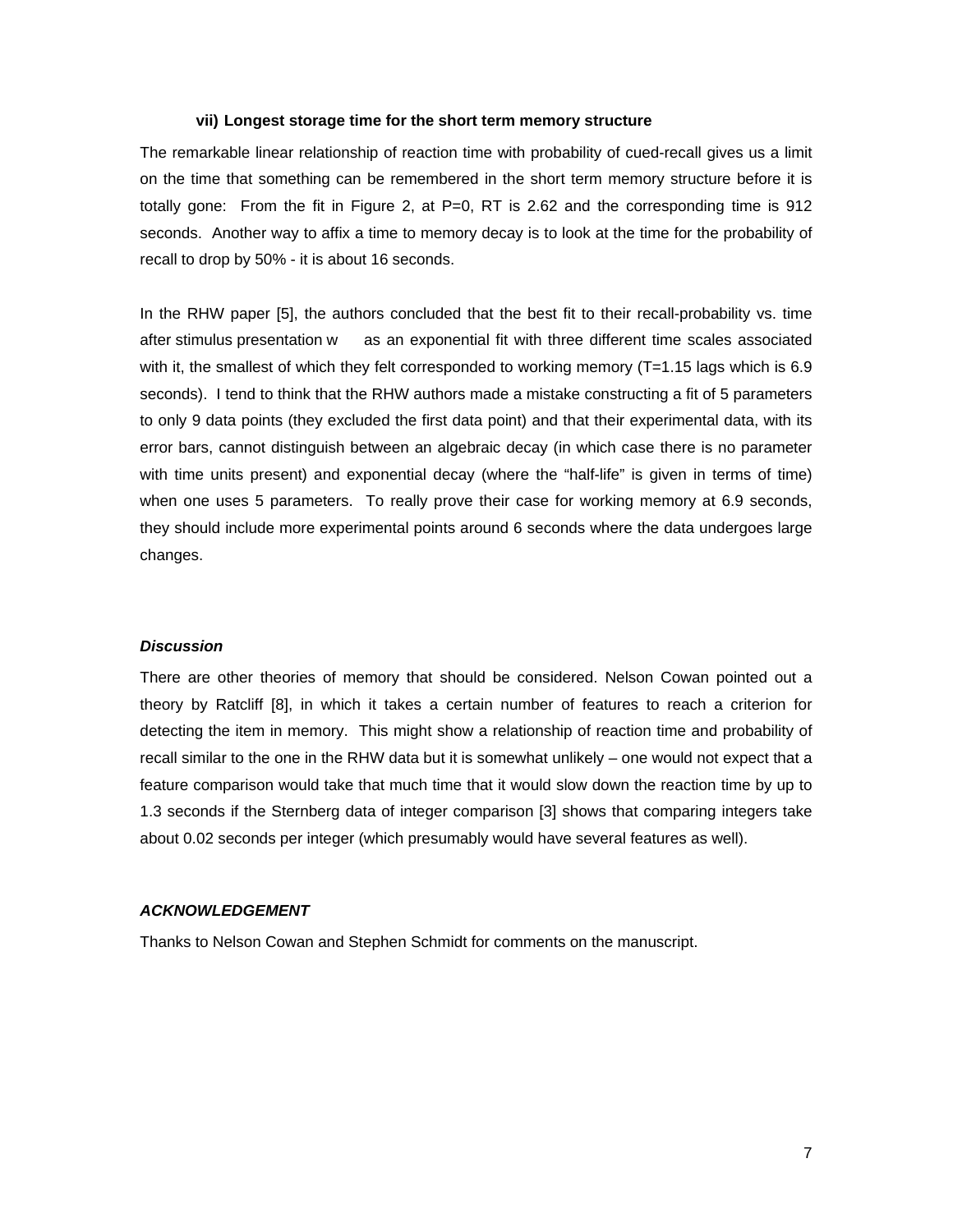### vii) Longest storage time for the short term memory structure

The remarkable linear relationship of reaction time with probability of cued-recall gives us a limit on the time that something can be remembered in the short term memory structure before it is totally gone: From the fit in Figure 2, at P=0, RT is 2.62 and the corresponding time is 912 seconds. Another way to affix a time to memory decay is to look at the time for the probability of recall to drop by 50% - it is about 16 seconds.

In the RHW paper [5], the authors concluded that the best fit to their recall-probability vs. time after stimulus presentation w as an exponential fit with three different time scales associated with it, the smallest of which they felt corresponded to working memory (T=1.15 lags which is 6.9 seconds). I tend to think that the RHW authors made a mistake constructing a fit of 5 parameters to only 9 data points (they excluded the first data point) and that their experimental data, with its error bars, cannot distinguish between an algebraic decay (in which case there is no parameter with time units present) and exponential decay (where the "half-life" is given in terms of time) when one uses 5 parameters. To really prove their case for working memory at 6.9 seconds, they should include more experimental points around 6 seconds where the data undergoes large changes.

***Discussion***

There are other theories of memory that should be considered. Nelson Cowan pointed out a theory by Ratcliff [8], in which it takes a certain number of features to reach a criterion for detecting the item in memory. This might show a relationship of reaction time and probability of recall similar to the one in the RHW data but it is somewhat unlikely – one would not expect that a feature comparison would take that much time that it would slow down the reaction time by up to 1.3 seconds if the Sternberg data of integer comparison [3] shows that comparing integers take about 0.02 seconds per integer (which presumably would have several features as well).

***ACKNOWLEDGEMENT***

Thanks to Nelson Cowan and Stephen Schmidt for comments on the manuscript.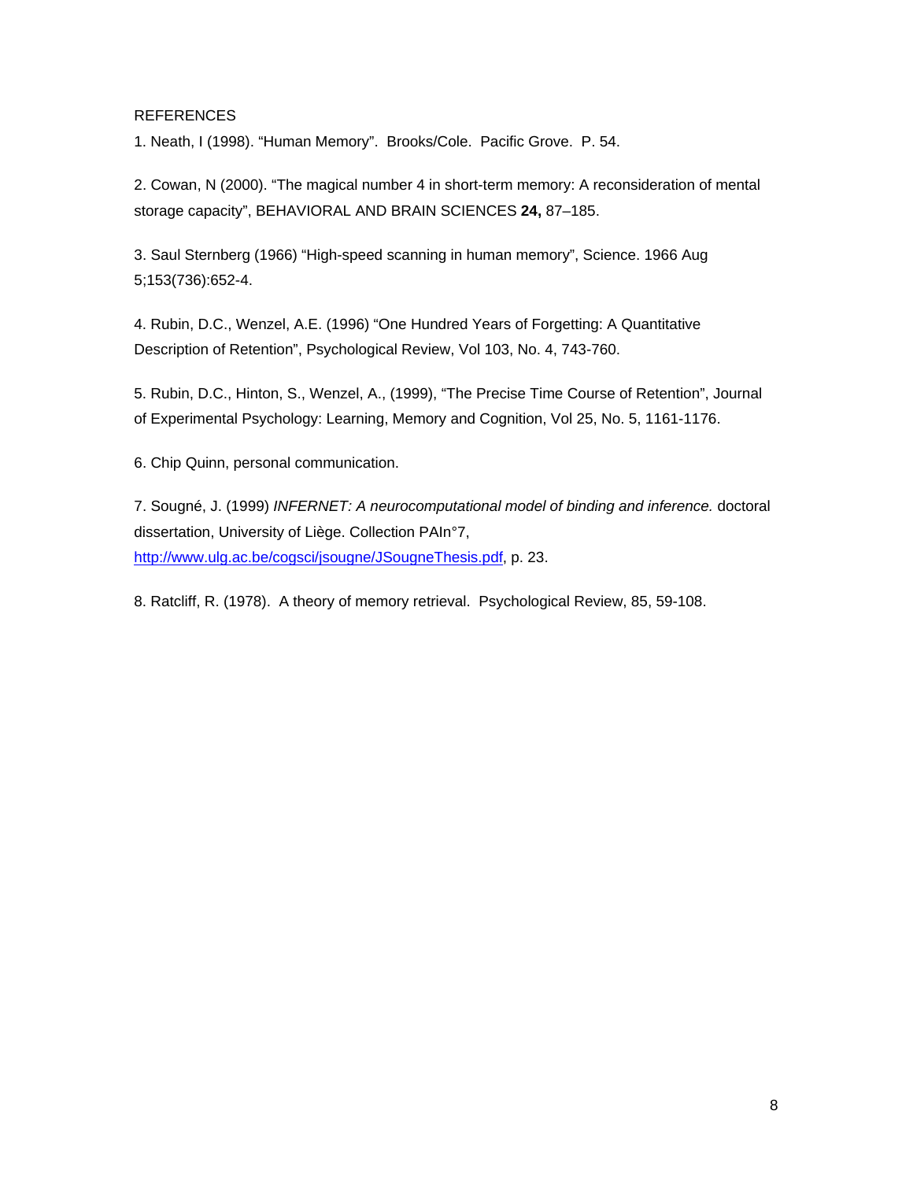REFERENCES

1. Neath, I (1998). "Human Memory". Brooks/Cole. Pacific Grove. P. 54.

2. Cowan, N (2000). "The magical number 4 in short-term memory: A reconsideration of mental storage capacity", BEHAVIORAL AND BRAIN SCIENCES **24,** 87–185.

3. Saul Sternberg (1966) "High-speed scanning in human memory", Science. 1966 Aug 5;153(736):652-4.

4. Rubin, D.C., Wenzel, A.E. (1996) "One Hundred Years of Forgetting: A Quantitative Description of Retention", Psychological Review, Vol 103, No. 4, 743-760.

5. Rubin, D.C., Hinton, S., Wenzel, A., (1999), "The Precise Time Course of Retention", Journal of Experimental Psychology: Learning, Memory and Cognition, Vol 25, No. 5, 1161-1176.

6. Chip Quinn, personal communication.

7. Sougné, J. (1999) *INFERNET: A neurocomputational model of binding and inference.* doctoral dissertation, University of Liège. Collection PAIn°7, http://www.ulg.ac.be/cogsci/jsougne/JSougneThesis.pdf, p. 23.

8. Ratcliff, R. (1978). A theory of memory retrieval. Psychological Review, 85, 59-108.